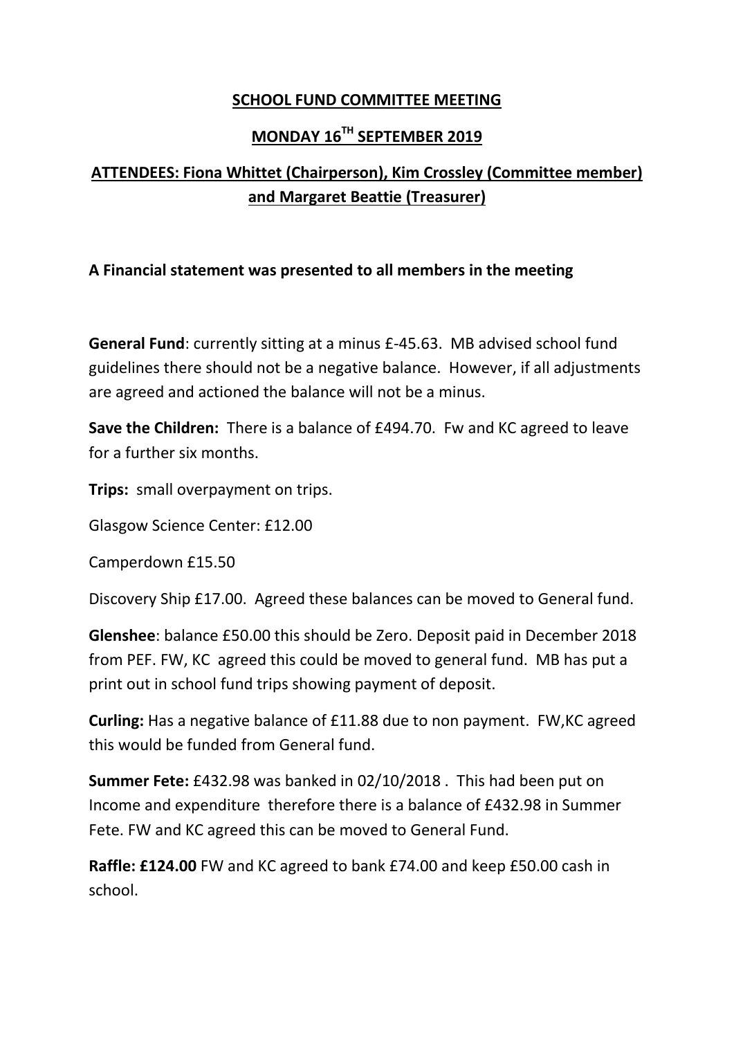**SCHOOL FUND COMMITTEE MEETING**

**MONDAY 16TH SEPTEMBER 2019**

**ATTENDEES: Fiona Whittet (Chairperson), Kim Crossley (Committee member) and Margaret Beattie (Treasurer)**

**A Financial statement was presented to all members in the meeting**

**General Fund**: currently sitting at a minus £-45.63. MB advised school fund guidelines there should not be a negative balance. However, if all adjustments are agreed and actioned the balance will not be a minus.

**Save the Children:** There is a balance of £494.70. Fw and KC agreed to leave for a further six months.

**Trips:** small overpayment on trips.

Glasgow Science Center: £12.00

Camperdown £15.50

Discovery Ship £17.00. Agreed these balances can be moved to General fund.

**Glenshee**: balance £50.00 this should be Zero. Deposit paid in December 2018 from PEF. FW, KC agreed this could be moved to general fund. MB has put a print out in school fund trips showing payment of deposit.

**Curling:** Has a negative balance of £11.88 due to non payment. FW,KC agreed this would be funded from General fund.

**Summer Fete:** £432.98 was banked in 02/10/2018 . This had been put on Income and expenditure therefore there is a balance of £432.98 in Summer Fete. FW and KC agreed this can be moved to General Fund.

**Raffle: £124.00** FW and KC agreed to bank £74.00 and keep £50.00 cash in school.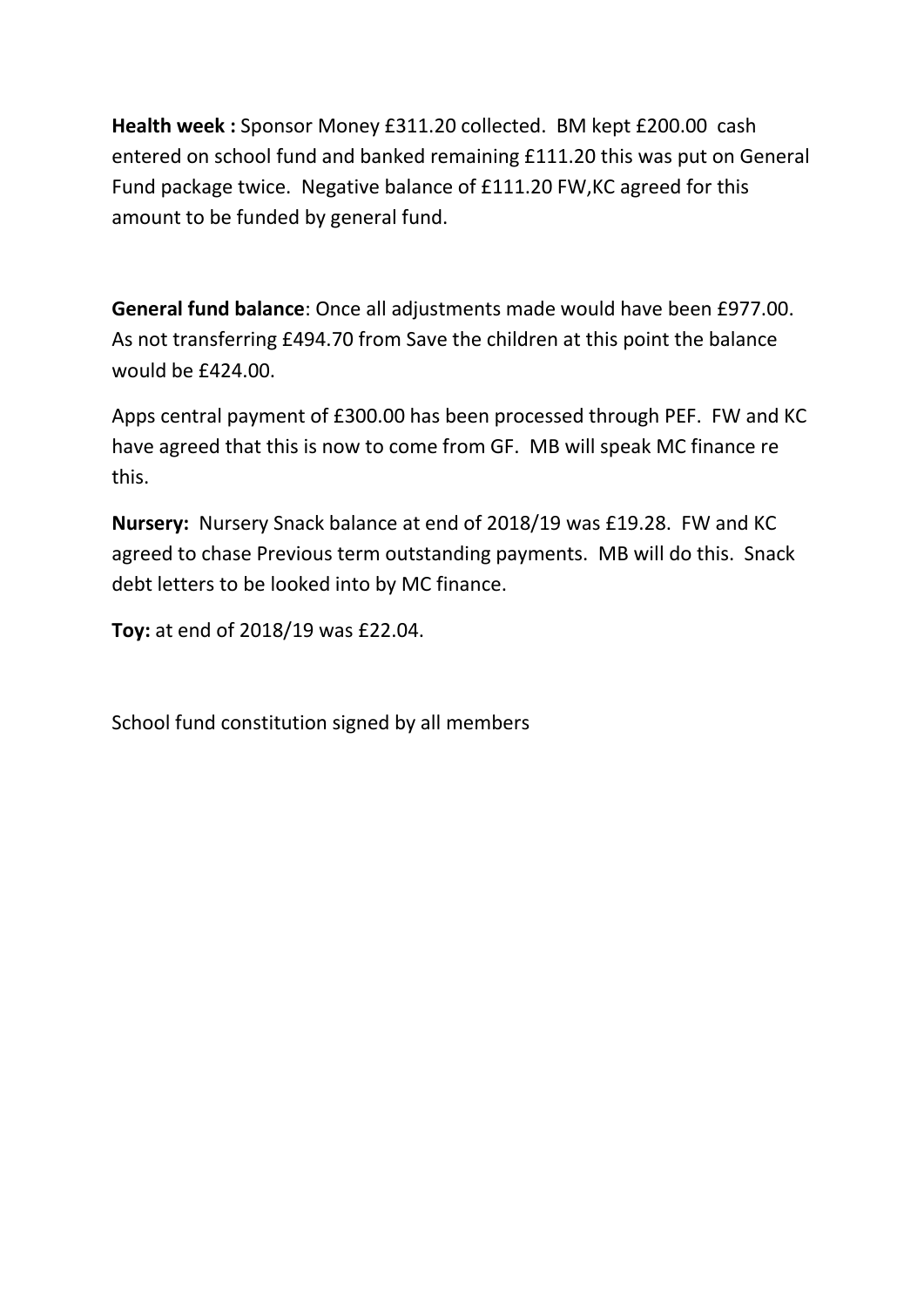**Health week :** Sponsor Money £311.20 collected. BM kept £200.00 cash entered on school fund and banked remaining £111.20 this was put on General Fund package twice. Negative balance of £111.20 FW,KC agreed for this amount to be funded by general fund.

**General fund balance**: Once all adjustments made would have been £977.00. As not transferring £494.70 from Save the children at this point the balance would be £424.00.

Apps central payment of £300.00 has been processed through PEF. FW and KC have agreed that this is now to come from GF. MB will speak MC finance re this.

**Nursery:** Nursery Snack balance at end of 2018/19 was £19.28. FW and KC agreed to chase Previous term outstanding payments. MB will do this. Snack debt letters to be looked into by MC finance.

**Toy:** at end of 2018/19 was £22.04.

School fund constitution signed by all members